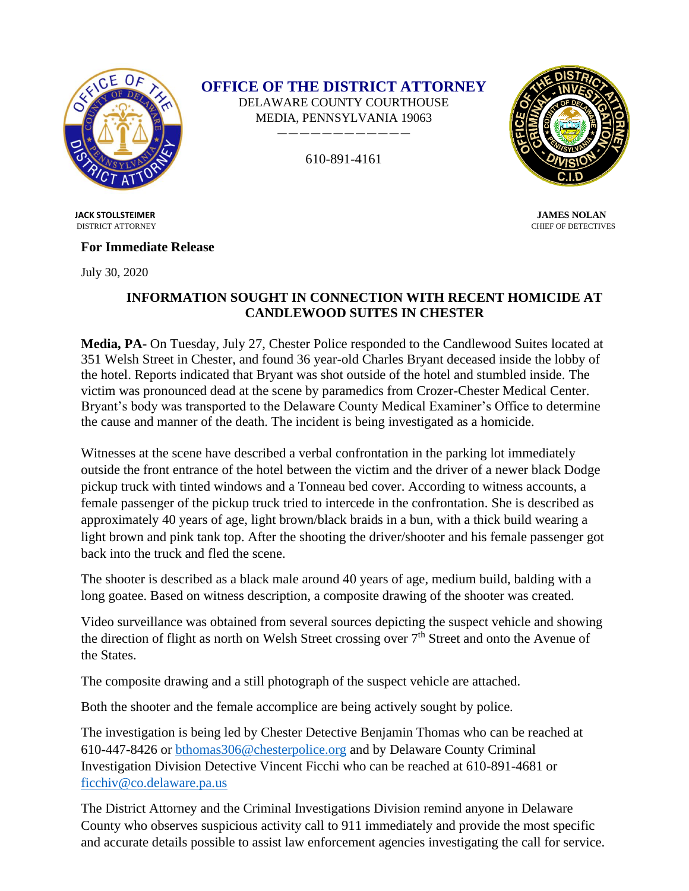**OFFICE OF THE DISTRICT ATTORNEY**
DELAWARE COUNTY COURTHOUSE
MEDIA, PENNSYLVANIA 19063

610-891-4161

**JACK STOLLSTEIMER**
DISTRICT ATTORNEY

**JAMES NOLAN**
CHIEF OF DETECTIVES

**For Immediate Release**

July 30, 2020

**INFORMATION SOUGHT IN CONNECTION WITH RECENT HOMICIDE AT CANDLEWOOD SUITES IN CHESTER**

**Media, PA-** On Tuesday, July 27, Chester Police responded to the Candlewood Suites located at 351 Welsh Street in Chester, and found 36 year-old Charles Bryant deceased inside the lobby of the hotel. Reports indicated that Bryant was shot outside of the hotel and stumbled inside. The victim was pronounced dead at the scene by paramedics from Crozer-Chester Medical Center. Bryant's body was transported to the Delaware County Medical Examiner's Office to determine the cause and manner of the death. The incident is being investigated as a homicide.

Witnesses at the scene have described a verbal confrontation in the parking lot immediately outside the front entrance of the hotel between the victim and the driver of a newer black Dodge pickup truck with tinted windows and a Tonneau bed cover. According to witness accounts, a female passenger of the pickup truck tried to intercede in the confrontation. She is described as approximately 40 years of age, light brown/black braids in a bun, with a thick build wearing a light brown and pink tank top. After the shooting the driver/shooter and his female passenger got back into the truck and fled the scene.

The shooter is described as a black male around 40 years of age, medium build, balding with a long goatee. Based on witness description, a composite drawing of the shooter was created.

Video surveillance was obtained from several sources depicting the suspect vehicle and showing the direction of flight as north on Welsh Street crossing over 7th Street and onto the Avenue of the States.

The composite drawing and a still photograph of the suspect vehicle are attached.

Both the shooter and the female accomplice are being actively sought by police.

The investigation is being led by Chester Detective Benjamin Thomas who can be reached at 610-447-8426 or bthomas306@chesterpolice.org and by Delaware County Criminal Investigation Division Detective Vincent Ficchi who can be reached at 610-891-4681 or ficchiv@co.delaware.pa.us

The District Attorney and the Criminal Investigations Division remind anyone in Delaware County who observes suspicious activity call to 911 immediately and provide the most specific and accurate details possible to assist law enforcement agencies investigating the call for service.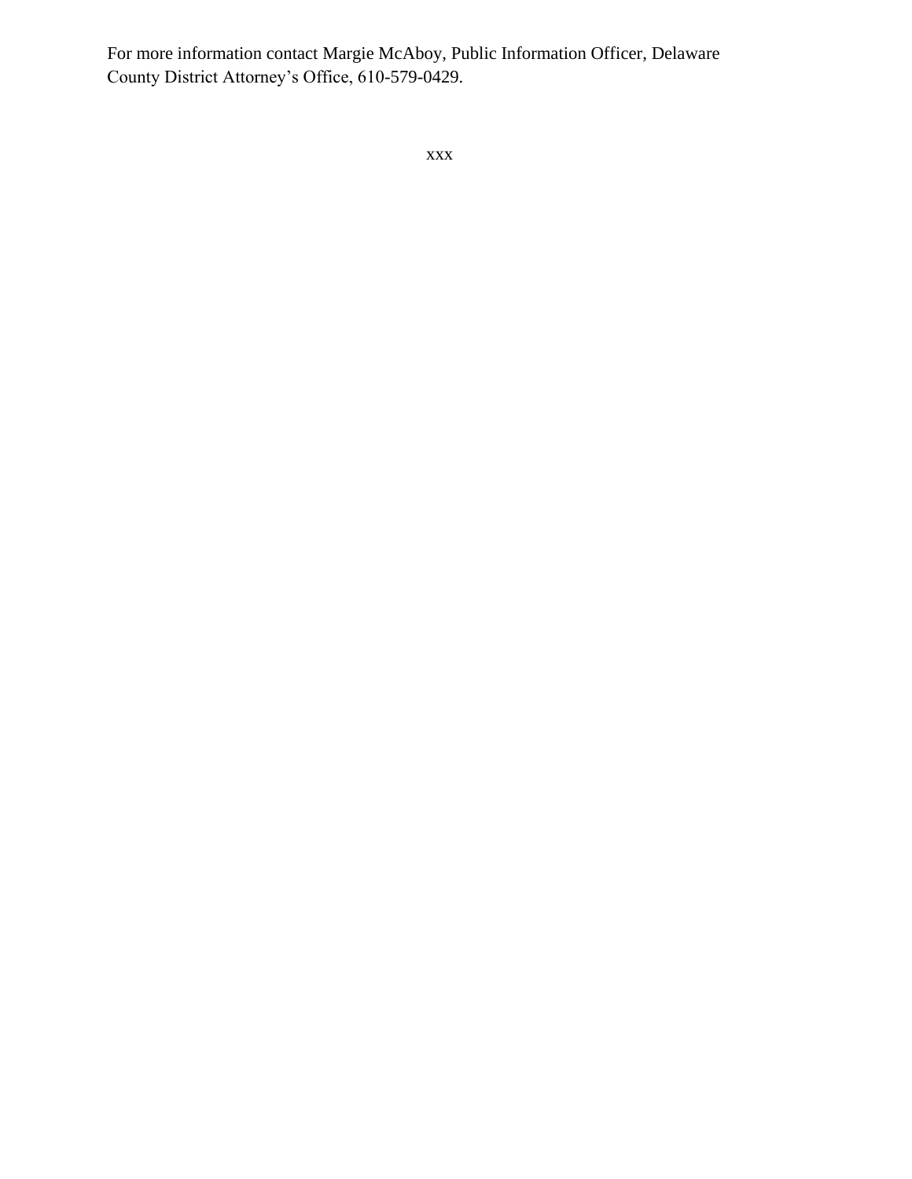For more information contact Margie McAboy, Public Information Officer, Delaware County District Attorney's Office, 610-579-0429.

xxx